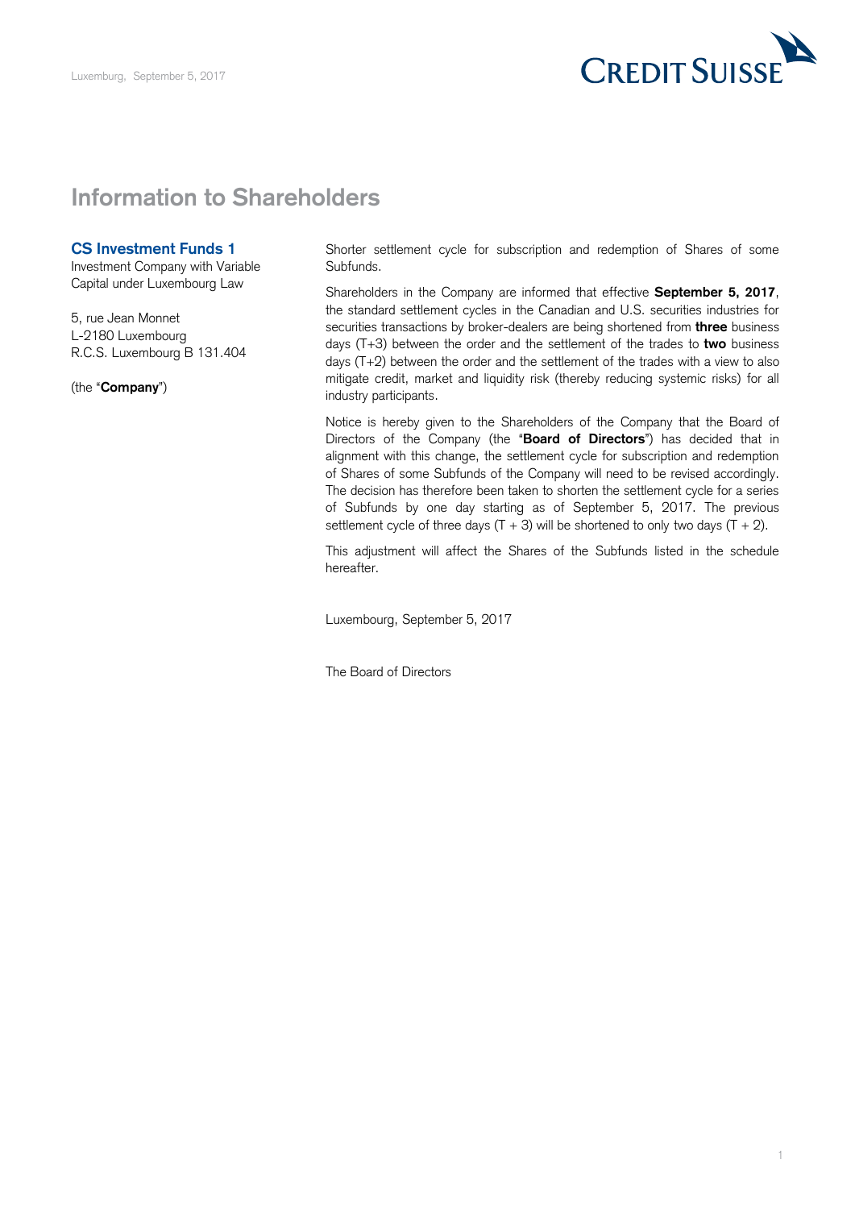Luxemburg, September 5, 2017

# Information to Shareholders

**CS Investment Funds 1**
Investment Company with Variable Capital under Luxembourg Law

5, rue Jean Monnet
L-2180 Luxembourg
R.C.S. Luxembourg B 131.404

(the "**Company**")

Shorter settlement cycle for subscription and redemption of Shares of some Subfunds.

Shareholders in the Company are informed that effective **September 5, 2017**, the standard settlement cycles in the Canadian and U.S. securities industries for securities transactions by broker-dealers are being shortened from **three** business days (T+3) between the order and the settlement of the trades to **two** business days (T+2) between the order and the settlement of the trades with a view to also mitigate credit, market and liquidity risk (thereby reducing systemic risks) for all industry participants.

Notice is hereby given to the Shareholders of the Company that the Board of Directors of the Company (the "**Board of Directors**") has decided that in alignment with this change, the settlement cycle for subscription and redemption of Shares of some Subfunds of the Company will need to be revised accordingly. The decision has therefore been taken to shorten the settlement cycle for a series of Subfunds by one day starting as of September 5, 2017. The previous settlement cycle of three days (T + 3) will be shortened to only two days (T + 2).

This adjustment will affect the Shares of the Subfunds listed in the schedule hereafter.

Luxembourg, September 5, 2017

The Board of Directors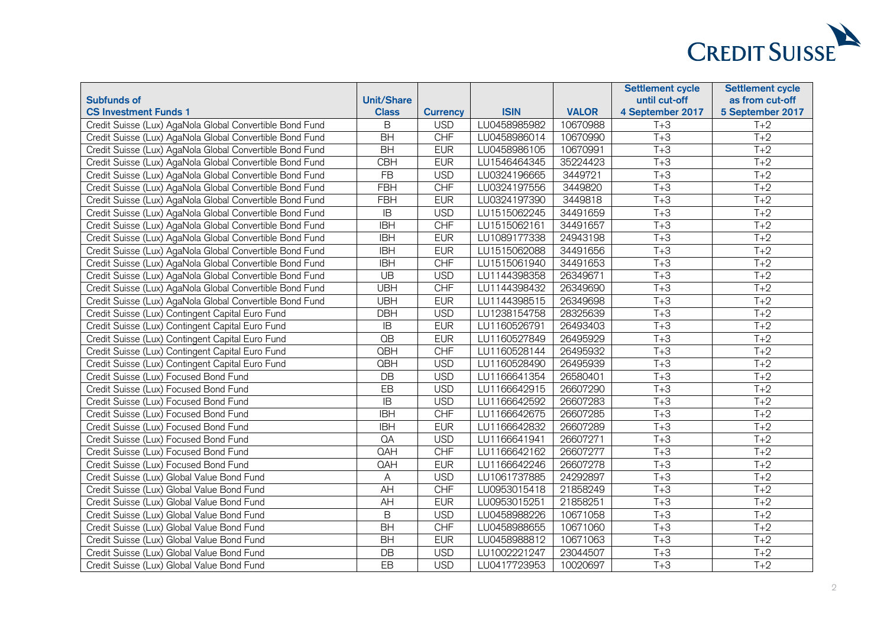| Subfunds of CS Investment Funds 1 | Unit/Share Class | Currency | ISIN | VALOR | Settlement cycle until cut-off 4 September 2017 | Settlement cycle as from cut-off 5 September 2017 |
|---|---|---|---|---|---|---|
| Credit Suisse (Lux) AgaNola Global Convertible Bond Fund | B | USD | LU0458985982 | 10670988 | T+3 | T+2 |
| Credit Suisse (Lux) AgaNola Global Convertible Bond Fund | BH | CHF | LU0458986014 | 10670990 | T+3 | T+2 |
| Credit Suisse (Lux) AgaNola Global Convertible Bond Fund | BH | EUR | LU0458986105 | 10670991 | T+3 | T+2 |
| Credit Suisse (Lux) AgaNola Global Convertible Bond Fund | CBH | EUR | LU1546464345 | 35224423 | T+3 | T+2 |
| Credit Suisse (Lux) AgaNola Global Convertible Bond Fund | FB | USD | LU0324196665 | 3449721 | T+3 | T+2 |
| Credit Suisse (Lux) AgaNola Global Convertible Bond Fund | FBH | CHF | LU0324197556 | 3449820 | T+3 | T+2 |
| Credit Suisse (Lux) AgaNola Global Convertible Bond Fund | FBH | EUR | LU0324197390 | 3449818 | T+3 | T+2 |
| Credit Suisse (Lux) AgaNola Global Convertible Bond Fund | IB | USD | LU1515062245 | 34491659 | T+3 | T+2 |
| Credit Suisse (Lux) AgaNola Global Convertible Bond Fund | IBH | CHF | LU1515062161 | 34491657 | T+3 | T+2 |
| Credit Suisse (Lux) AgaNola Global Convertible Bond Fund | IBH | EUR | LU1089177338 | 24943198 | T+3 | T+2 |
| Credit Suisse (Lux) AgaNola Global Convertible Bond Fund | IBH | EUR | LU1515062088 | 34491656 | T+3 | T+2 |
| Credit Suisse (Lux) AgaNola Global Convertible Bond Fund | IBH | CHF | LU1515061940 | 34491653 | T+3 | T+2 |
| Credit Suisse (Lux) AgaNola Global Convertible Bond Fund | UB | USD | LU1144398358 | 26349671 | T+3 | T+2 |
| Credit Suisse (Lux) AgaNola Global Convertible Bond Fund | UBH | CHF | LU1144398432 | 26349690 | T+3 | T+2 |
| Credit Suisse (Lux) AgaNola Global Convertible Bond Fund | UBH | EUR | LU1144398515 | 26349698 | T+3 | T+2 |
| Credit Suisse (Lux) Contingent Capital Euro Fund | DBH | USD | LU1238154758 | 28325639 | T+3 | T+2 |
| Credit Suisse (Lux) Contingent Capital Euro Fund | IB | EUR | LU1160526791 | 26493403 | T+3 | T+2 |
| Credit Suisse (Lux) Contingent Capital Euro Fund | QB | EUR | LU1160527849 | 26495929 | T+3 | T+2 |
| Credit Suisse (Lux) Contingent Capital Euro Fund | QBH | CHF | LU1160528144 | 26495932 | T+3 | T+2 |
| Credit Suisse (Lux) Contingent Capital Euro Fund | QBH | USD | LU1160528490 | 26495939 | T+3 | T+2 |
| Credit Suisse (Lux) Focused Bond Fund | DB | USD | LU1166641354 | 26580401 | T+3 | T+2 |
| Credit Suisse (Lux) Focused Bond Fund | EB | USD | LU1166642915 | 26607290 | T+3 | T+2 |
| Credit Suisse (Lux) Focused Bond Fund | IB | USD | LU1166642592 | 26607283 | T+3 | T+2 |
| Credit Suisse (Lux) Focused Bond Fund | IBH | CHF | LU1166642675 | 26607285 | T+3 | T+2 |
| Credit Suisse (Lux) Focused Bond Fund | IBH | EUR | LU1166642832 | 26607289 | T+3 | T+2 |
| Credit Suisse (Lux) Focused Bond Fund | QA | USD | LU1166641941 | 26607271 | T+3 | T+2 |
| Credit Suisse (Lux) Focused Bond Fund | QAH | CHF | LU1166642162 | 26607277 | T+3 | T+2 |
| Credit Suisse (Lux) Focused Bond Fund | QAH | EUR | LU1166642246 | 26607278 | T+3 | T+2 |
| Credit Suisse (Lux) Global Value Bond Fund | A | USD | LU1061737885 | 24292897 | T+3 | T+2 |
| Credit Suisse (Lux) Global Value Bond Fund | AH | CHF | LU0953015418 | 21858249 | T+3 | T+2 |
| Credit Suisse (Lux) Global Value Bond Fund | AH | EUR | LU0953015251 | 21858251 | T+3 | T+2 |
| Credit Suisse (Lux) Global Value Bond Fund | B | USD | LU0458988226 | 10671058 | T+3 | T+2 |
| Credit Suisse (Lux) Global Value Bond Fund | BH | CHF | LU0458988655 | 10671060 | T+3 | T+2 |
| Credit Suisse (Lux) Global Value Bond Fund | BH | EUR | LU0458988812 | 10671063 | T+3 | T+2 |
| Credit Suisse (Lux) Global Value Bond Fund | DB | USD | LU1002221247 | 23044507 | T+3 | T+2 |
| Credit Suisse (Lux) Global Value Bond Fund | EB | USD | LU0417723953 | 10020697 | T+3 | T+2 |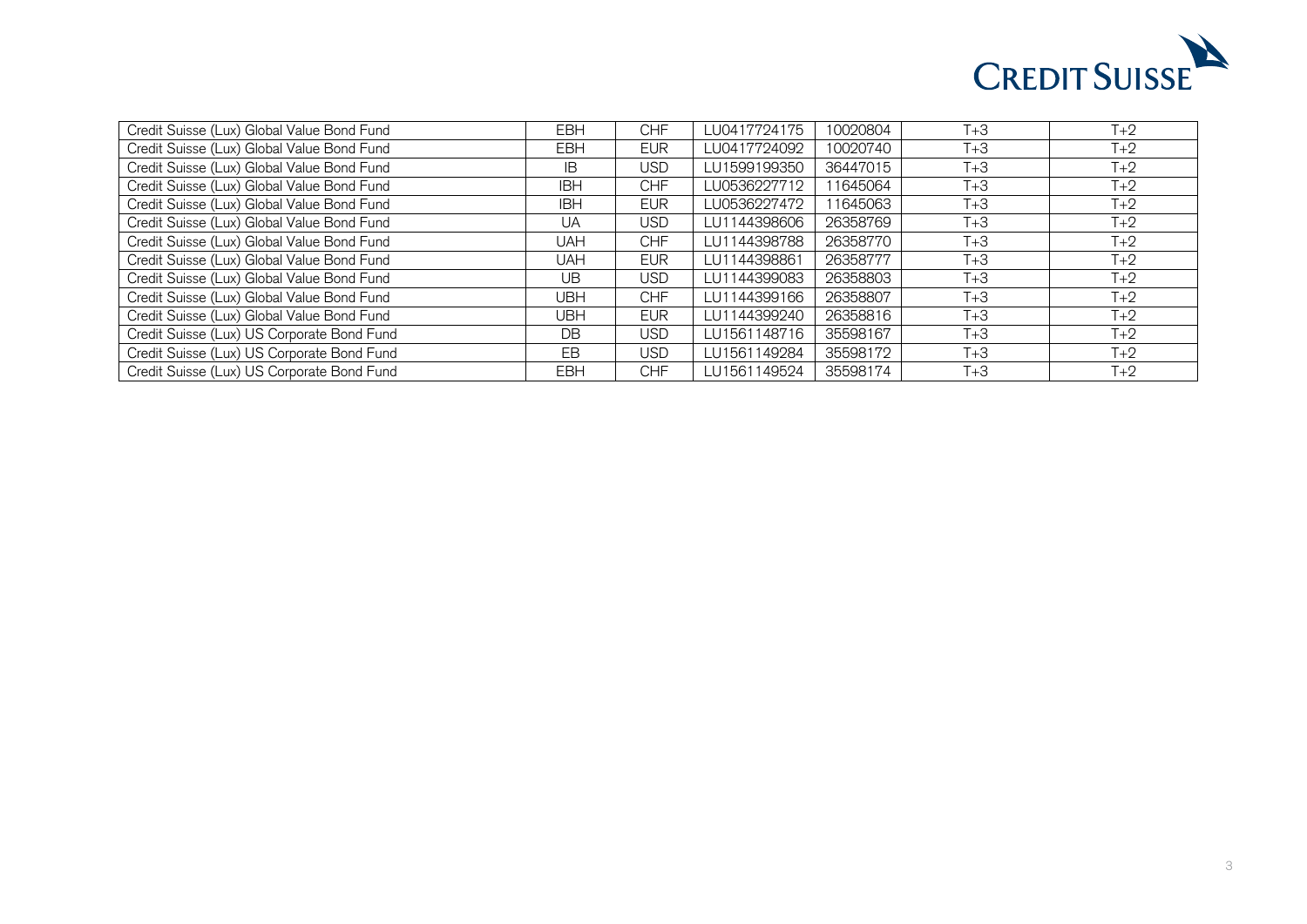| | | | | | | |
|---|---|---|---|---|---|---|
| Credit Suisse (Lux) Global Value Bond Fund | EBH | CHF | LU0417724175 | 10020804 | T+3 | T+2 |
| Credit Suisse (Lux) Global Value Bond Fund | EBH | EUR | LU0417724092 | 10020740 | T+3 | T+2 |
| Credit Suisse (Lux) Global Value Bond Fund | IB | USD | LU1599199350 | 36447015 | T+3 | T+2 |
| Credit Suisse (Lux) Global Value Bond Fund | IBH | CHF | LU0536227712 | 11645064 | T+3 | T+2 |
| Credit Suisse (Lux) Global Value Bond Fund | IBH | EUR | LU0536227472 | 11645063 | T+3 | T+2 |
| Credit Suisse (Lux) Global Value Bond Fund | UA | USD | LU1144398606 | 26358769 | T+3 | T+2 |
| Credit Suisse (Lux) Global Value Bond Fund | UAH | CHF | LU1144398788 | 26358770 | T+3 | T+2 |
| Credit Suisse (Lux) Global Value Bond Fund | UAH | EUR | LU1144398861 | 26358777 | T+3 | T+2 |
| Credit Suisse (Lux) Global Value Bond Fund | UB | USD | LU1144399083 | 26358803 | T+3 | T+2 |
| Credit Suisse (Lux) Global Value Bond Fund | UBH | CHF | LU1144399166 | 26358807 | T+3 | T+2 |
| Credit Suisse (Lux) Global Value Bond Fund | UBH | EUR | LU1144399240 | 26358816 | T+3 | T+2 |
| Credit Suisse (Lux) US Corporate Bond Fund | DB | USD | LU1561148716 | 35598167 | T+3 | T+2 |
| Credit Suisse (Lux) US Corporate Bond Fund | EB | USD | LU1561149284 | 35598172 | T+3 | T+2 |
| Credit Suisse (Lux) US Corporate Bond Fund | EBH | CHF | LU1561149524 | 35598174 | T+3 | T+2 |